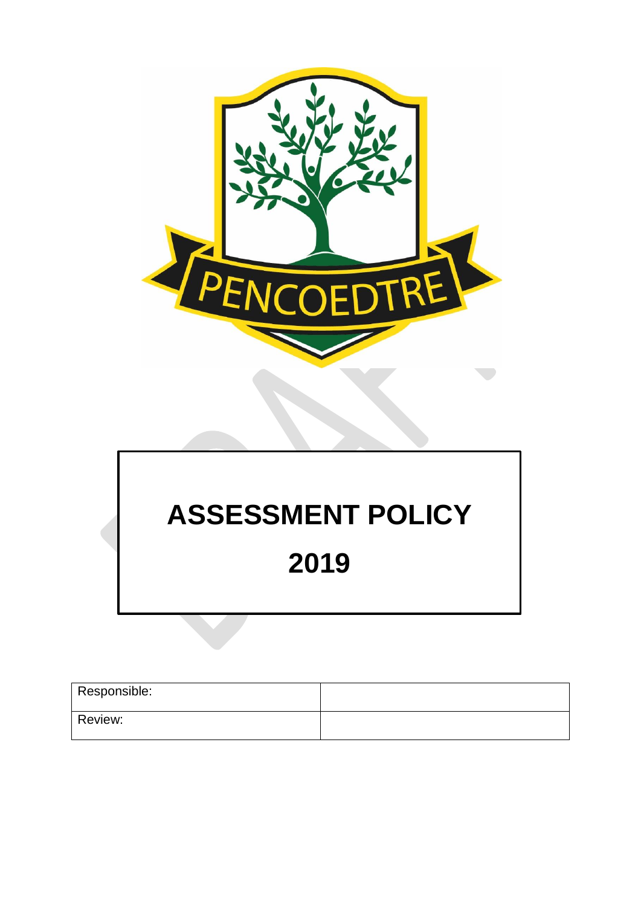PENCOEDTRE

# ASSESSMENT POLICY

# 2019

| Responsible: | |
|---|---|
| Review: | |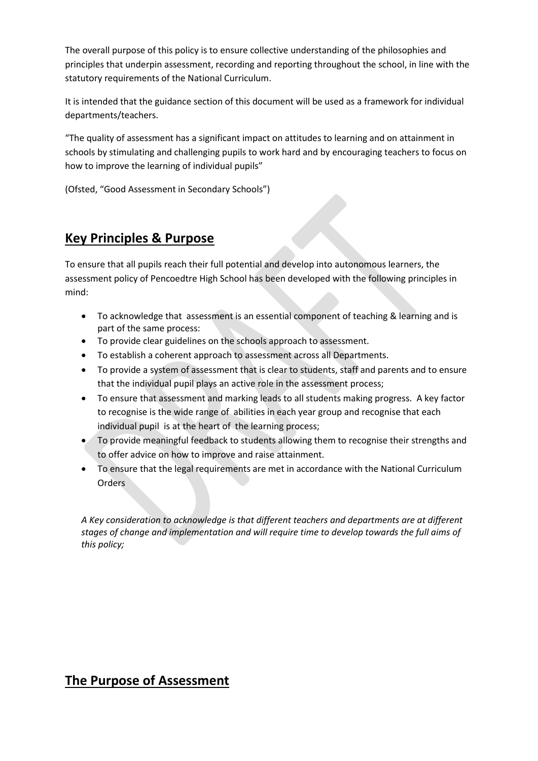The overall purpose of this policy is to ensure collective understanding of the philosophies and principles that underpin assessment, recording and reporting throughout the school, in line with the statutory requirements of the National Curriculum.

It is intended that the guidance section of this document will be used as a framework for individual departments/teachers.

"The quality of assessment has a significant impact on attitudes to learning and on attainment in schools by stimulating and challenging pupils to work hard and by encouraging teachers to focus on how to improve the learning of individual pupils"

(Ofsted, "Good Assessment in Secondary Schools")

## **Key Principles & Purpose**

To ensure that all pupils reach their full potential and develop into autonomous learners, the assessment policy of Pencoedtre High School has been developed with the following principles in mind:

- To acknowledge that assessment is an essential component of teaching & learning and is part of the same process:
- To provide clear guidelines on the schools approach to assessment.
- To establish a coherent approach to assessment across all Departments.
- To provide a system of assessment that is clear to students, staff and parents and to ensure that the individual pupil plays an active role in the assessment process;
- To ensure that assessment and marking leads to all students making progress. A key factor to recognise is the wide range of abilities in each year group and recognise that each individual pupil is at the heart of the learning process;
- To provide meaningful feedback to students allowing them to recognise their strengths and to offer advice on how to improve and raise attainment.
- To ensure that the legal requirements are met in accordance with the National Curriculum Orders

*A Key consideration to acknowledge is that different teachers and departments are at different stages of change and implementation and will require time to develop towards the full aims of this policy;*

## **The Purpose of Assessment**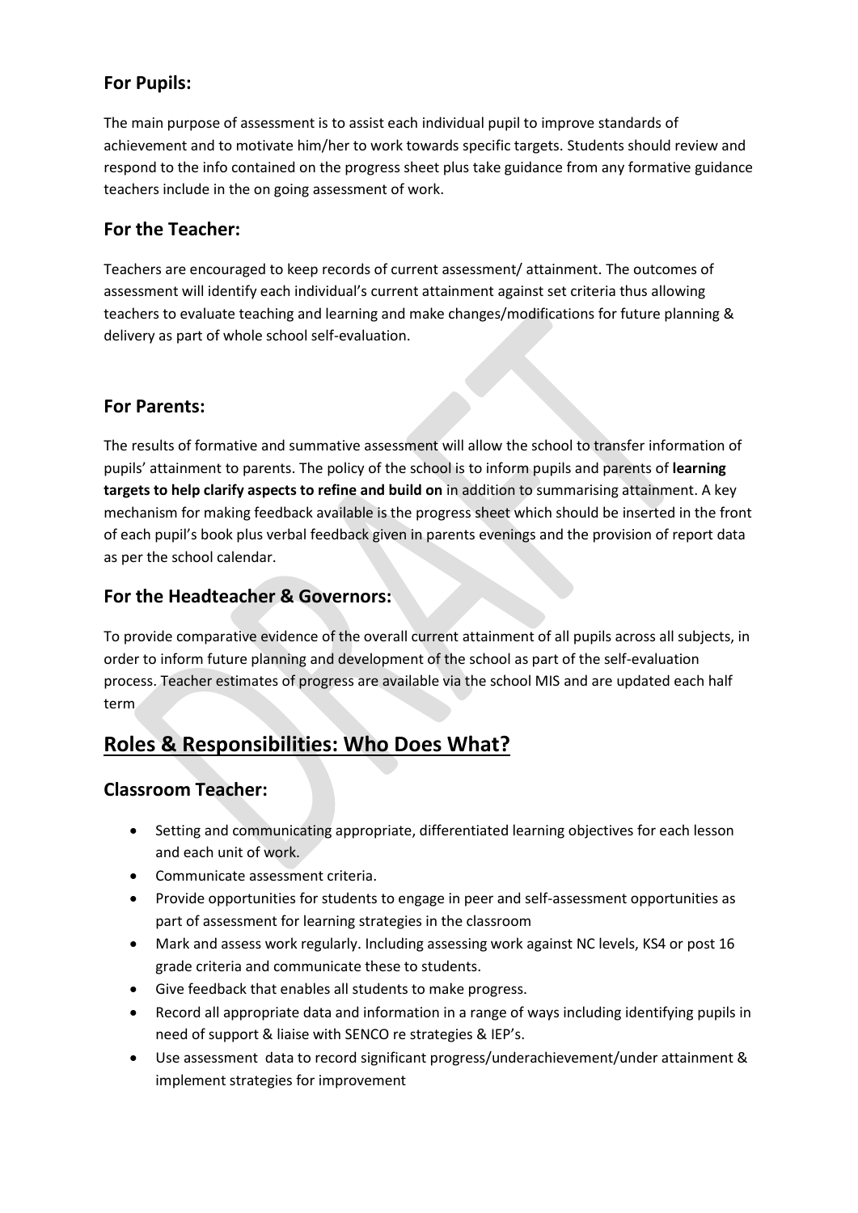### For Pupils:

The main purpose of assessment is to assist each individual pupil to improve standards of achievement and to motivate him/her to work towards specific targets. Students should review and respond to the info contained on the progress sheet plus take guidance from any formative guidance teachers include in the on going assessment of work.

### For the Teacher:

Teachers are encouraged to keep records of current assessment/ attainment. The outcomes of assessment will identify each individual's current attainment against set criteria thus allowing teachers to evaluate teaching and learning and make changes/modifications for future planning & delivery as part of whole school self-evaluation.

### For Parents:

The results of formative and summative assessment will allow the school to transfer information of pupils' attainment to parents. The policy of the school is to inform pupils and parents of **learning targets to help clarify aspects to refine and build on** in addition to summarising attainment. A key mechanism for making feedback available is the progress sheet which should be inserted in the front of each pupil's book plus verbal feedback given in parents evenings and the provision of report data as per the school calendar.

### For the Headteacher & Governors:

To provide comparative evidence of the overall current attainment of all pupils across all subjects, in order to inform future planning and development of the school as part of the self-evaluation process. Teacher estimates of progress are available via the school MIS and are updated each half term

## Roles & Responsibilities: Who Does What?

### Classroom Teacher:

- Setting and communicating appropriate, differentiated learning objectives for each lesson and each unit of work.
- Communicate assessment criteria.
- Provide opportunities for students to engage in peer and self-assessment opportunities as part of assessment for learning strategies in the classroom
- Mark and assess work regularly. Including assessing work against NC levels, KS4 or post 16 grade criteria and communicate these to students.
- Give feedback that enables all students to make progress.
- Record all appropriate data and information in a range of ways including identifying pupils in need of support & liaise with SENCO re strategies & IEP's.
- Use assessment data to record significant progress/underachievement/under attainment & implement strategies for improvement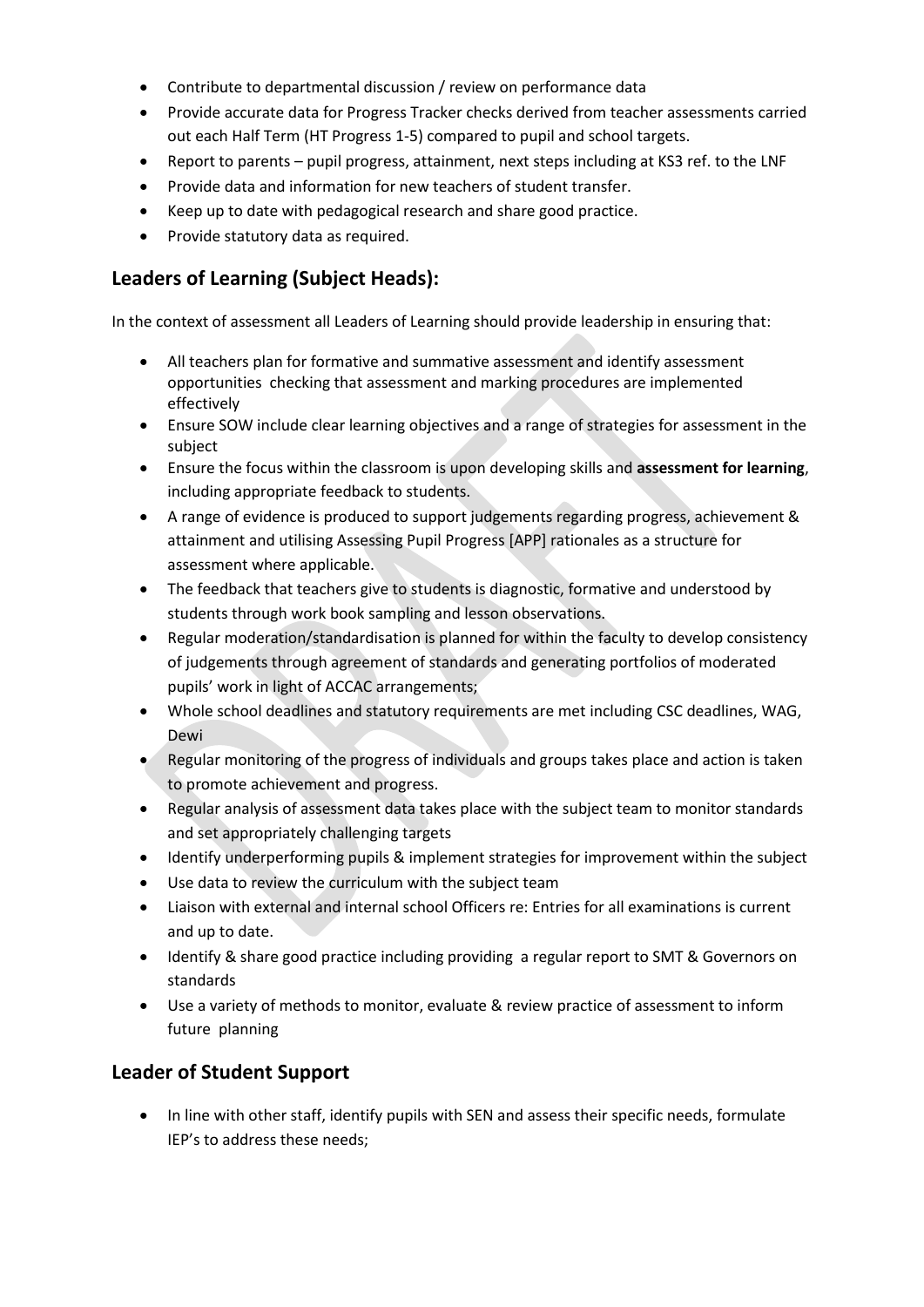- Contribute to departmental discussion / review on performance data
- Provide accurate data for Progress Tracker checks derived from teacher assessments carried out each Half Term (HT Progress 1-5) compared to pupil and school targets.
- Report to parents – pupil progress, attainment, next steps including at KS3 ref. to the LNF
- Provide data and information for new teachers of student transfer.
- Keep up to date with pedagogical research and share good practice.
- Provide statutory data as required.

## Leaders of Learning (Subject Heads):

In the context of assessment all Leaders of Learning should provide leadership in ensuring that:

- All teachers plan for formative and summative assessment and identify assessment opportunities checking that assessment and marking procedures are implemented effectively
- Ensure SOW include clear learning objectives and a range of strategies for assessment in the subject
- Ensure the focus within the classroom is upon developing skills and **assessment for learning**, including appropriate feedback to students.
- A range of evidence is produced to support judgements regarding progress, achievement & attainment and utilising Assessing Pupil Progress [APP] rationales as a structure for assessment where applicable.
- The feedback that teachers give to students is diagnostic, formative and understood by students through work book sampling and lesson observations.
- Regular moderation/standardisation is planned for within the faculty to develop consistency of judgements through agreement of standards and generating portfolios of moderated pupils' work in light of ACCAC arrangements;
- Whole school deadlines and statutory requirements are met including CSC deadlines, WAG, Dewi
- Regular monitoring of the progress of individuals and groups takes place and action is taken to promote achievement and progress.
- Regular analysis of assessment data takes place with the subject team to monitor standards and set appropriately challenging targets
- Identify underperforming pupils & implement strategies for improvement within the subject
- Use data to review the curriculum with the subject team
- Liaison with external and internal school Officers re: Entries for all examinations is current and up to date.
- Identify & share good practice including providing a regular report to SMT & Governors on standards
- Use a variety of methods to monitor, evaluate & review practice of assessment to inform future planning

## Leader of Student Support

- In line with other staff, identify pupils with SEN and assess their specific needs, formulate IEP's to address these needs;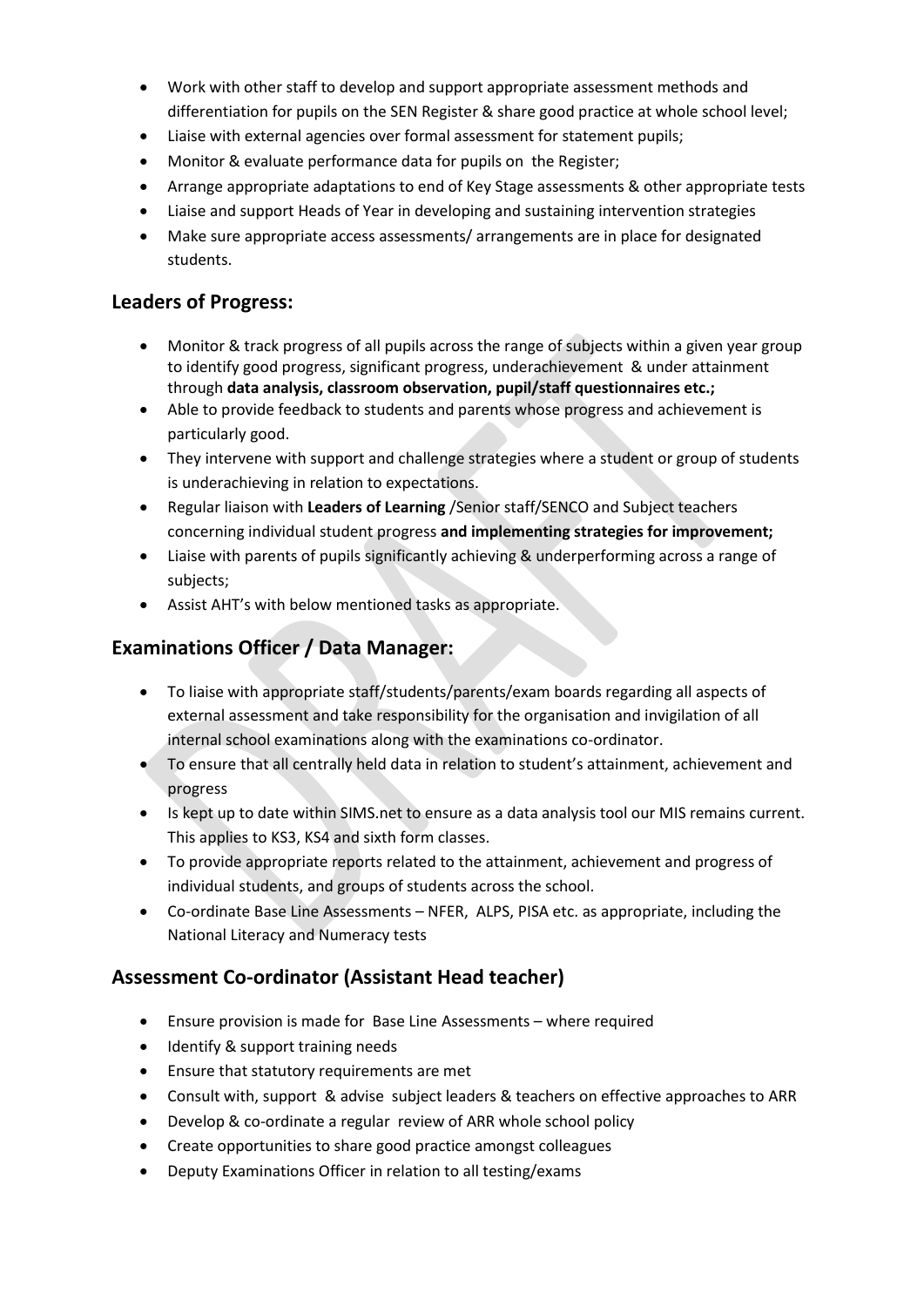- Work with other staff to develop and support appropriate assessment methods and differentiation for pupils on the SEN Register & share good practice at whole school level;
- Liaise with external agencies over formal assessment for statement pupils;
- Monitor & evaluate performance data for pupils on the Register;
- Arrange appropriate adaptations to end of Key Stage assessments & other appropriate tests
- Liaise and support Heads of Year in developing and sustaining intervention strategies
- Make sure appropriate access assessments/ arrangements are in place for designated students.

## Leaders of Progress:

- Monitor & track progress of all pupils across the range of subjects within a given year group to identify good progress, significant progress, underachievement & under attainment through **data analysis, classroom observation, pupil/staff questionnaires etc.;**
- Able to provide feedback to students and parents whose progress and achievement is particularly good.
- They intervene with support and challenge strategies where a student or group of students is underachieving in relation to expectations.
- Regular liaison with **Leaders of Learning** /Senior staff/SENCO and Subject teachers concerning individual student progress **and implementing strategies for improvement;**
- Liaise with parents of pupils significantly achieving & underperforming across a range of subjects;
- Assist AHT's with below mentioned tasks as appropriate.

## Examinations Officer / Data Manager:

- To liaise with appropriate staff/students/parents/exam boards regarding all aspects of external assessment and take responsibility for the organisation and invigilation of all internal school examinations along with the examinations co-ordinator.
- To ensure that all centrally held data in relation to student's attainment, achievement and progress
- Is kept up to date within SIMS.net to ensure as a data analysis tool our MIS remains current. This applies to KS3, KS4 and sixth form classes.
- To provide appropriate reports related to the attainment, achievement and progress of individual students, and groups of students across the school.
- Co-ordinate Base Line Assessments – NFER, ALPS, PISA etc. as appropriate, including the National Literacy and Numeracy tests

## Assessment Co-ordinator (Assistant Head teacher)

- Ensure provision is made for Base Line Assessments – where required
- Identify & support training needs
- Ensure that statutory requirements are met
- Consult with, support & advise subject leaders & teachers on effective approaches to ARR
- Develop & co-ordinate a regular review of ARR whole school policy
- Create opportunities to share good practice amongst colleagues
- Deputy Examinations Officer in relation to all testing/exams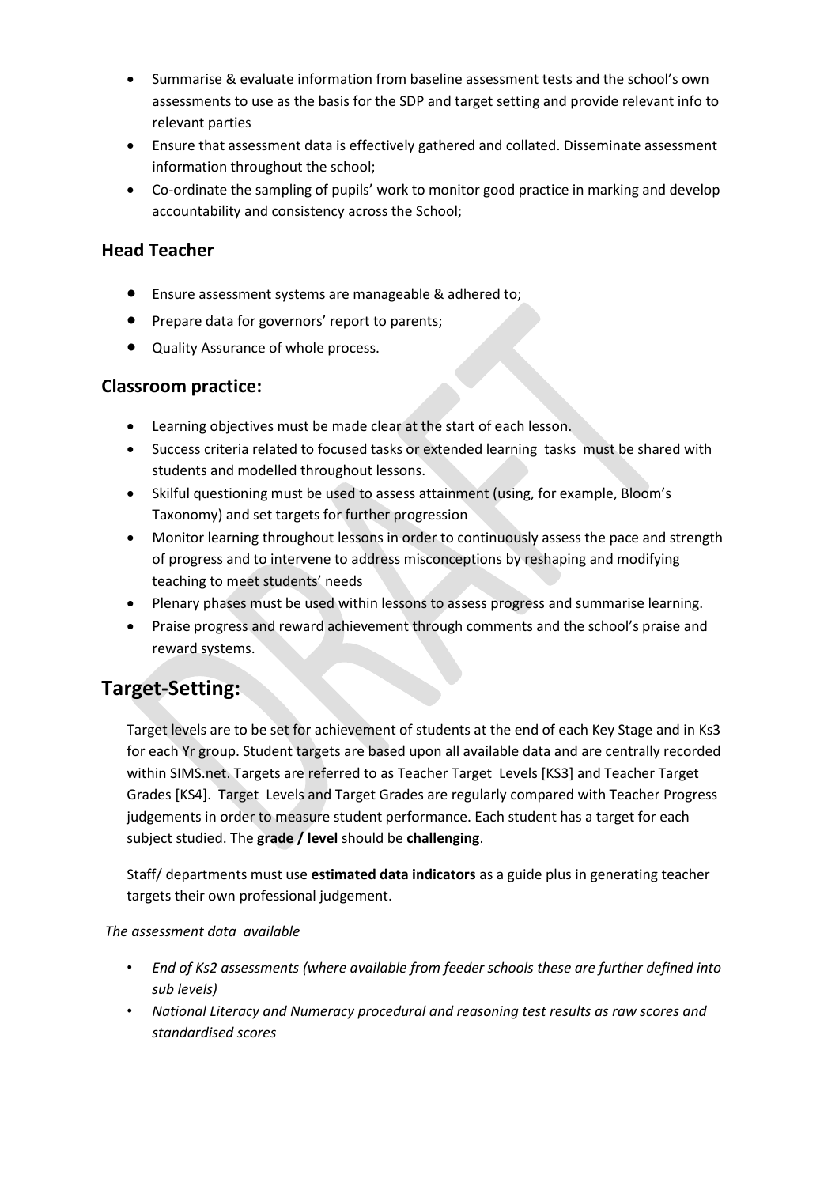- Summarise & evaluate information from baseline assessment tests and the school's own assessments to use as the basis for the SDP and target setting and provide relevant info to relevant parties
- Ensure that assessment data is effectively gathered and collated. Disseminate assessment information throughout the school;
- Co-ordinate the sampling of pupils' work to monitor good practice in marking and develop accountability and consistency across the School;

### Head Teacher

- Ensure assessment systems are manageable & adhered to;
- Prepare data for governors' report to parents;
- Quality Assurance of whole process.

### Classroom practice:

- Learning objectives must be made clear at the start of each lesson.
- Success criteria related to focused tasks or extended learning tasks must be shared with students and modelled throughout lessons.
- Skilful questioning must be used to assess attainment (using, for example, Bloom's Taxonomy) and set targets for further progression
- Monitor learning throughout lessons in order to continuously assess the pace and strength of progress and to intervene to address misconceptions by reshaping and modifying teaching to meet students' needs
- Plenary phases must be used within lessons to assess progress and summarise learning.
- Praise progress and reward achievement through comments and the school's praise and reward systems.

## Target-Setting:

Target levels are to be set for achievement of students at the end of each Key Stage and in Ks3 for each Yr group. Student targets are based upon all available data and are centrally recorded within SIMS.net. Targets are referred to as Teacher Target Levels [KS3] and Teacher Target Grades [KS4]. Target Levels and Target Grades are regularly compared with Teacher Progress judgements in order to measure student performance. Each student has a target for each subject studied. The **grade / level** should be **challenging**.

Staff/ departments must use **estimated data indicators** as a guide plus in generating teacher targets their own professional judgement.

*The assessment data available*

- *End of Ks2 assessments (where available from feeder schools these are further defined into sub levels)*
- *National Literacy and Numeracy procedural and reasoning test results as raw scores and standardised scores*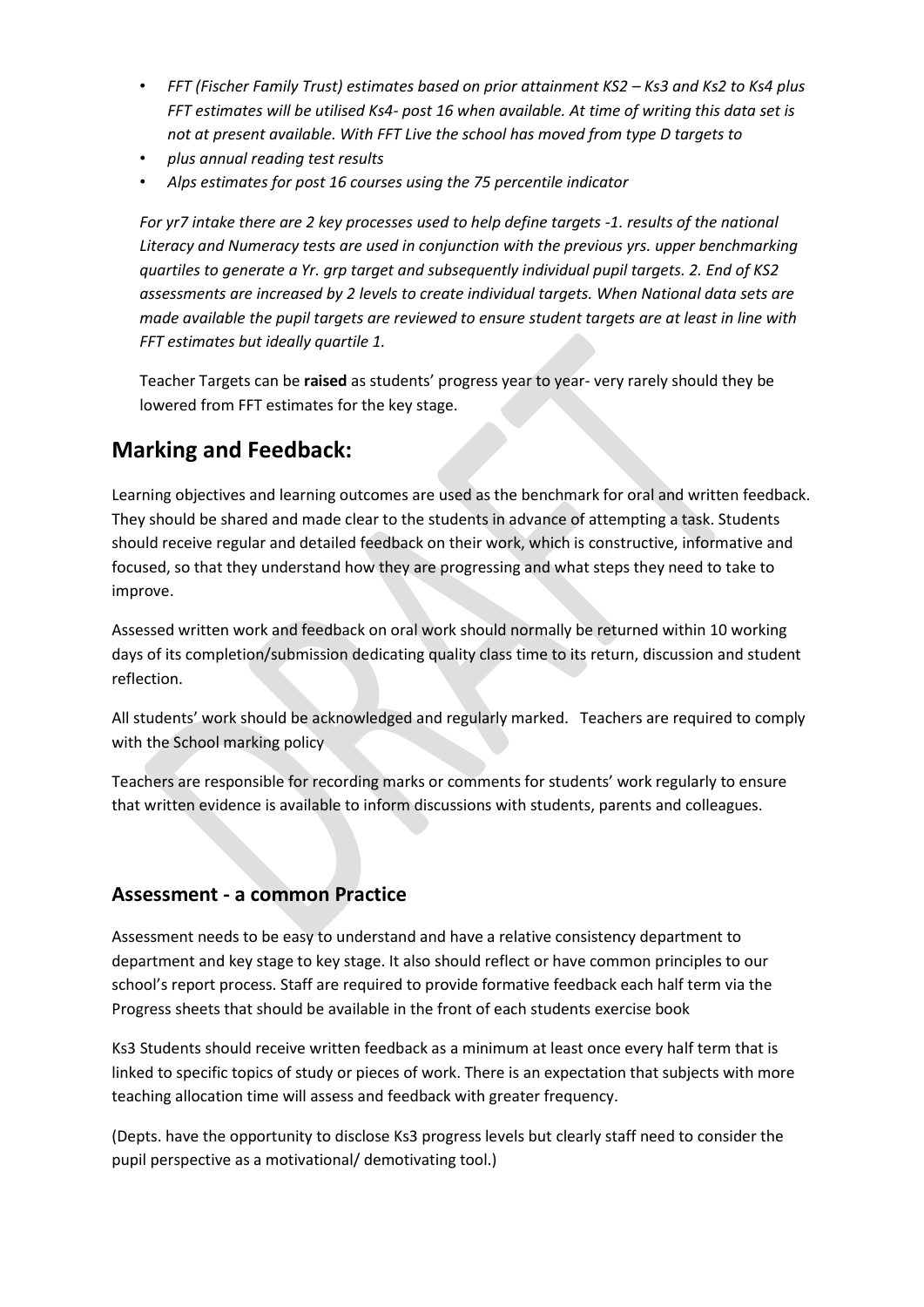- *FFT (Fischer Family Trust) estimates based on prior attainment KS2 – Ks3 and Ks2 to Ks4 plus FFT estimates will be utilised Ks4- post 16 when available. At time of writing this data set is not at present available. With FFT Live the school has moved from type D targets to*
- *plus annual reading test results*
- *Alps estimates for post 16 courses using the 75 percentile indicator*

*For yr7 intake there are 2 key processes used to help define targets -1. results of the national Literacy and Numeracy tests are used in conjunction with the previous yrs. upper benchmarking quartiles to generate a Yr. grp target and subsequently individual pupil targets. 2. End of KS2 assessments are increased by 2 levels to create individual targets. When National data sets are made available the pupil targets are reviewed to ensure student targets are at least in line with FFT estimates but ideally quartile 1.*

Teacher Targets can be **raised** as students' progress year to year- very rarely should they be lowered from FFT estimates for the key stage.

## Marking and Feedback:

Learning objectives and learning outcomes are used as the benchmark for oral and written feedback. They should be shared and made clear to the students in advance of attempting a task. Students should receive regular and detailed feedback on their work, which is constructive, informative and focused, so that they understand how they are progressing and what steps they need to take to improve.

Assessed written work and feedback on oral work should normally be returned within 10 working days of its completion/submission dedicating quality class time to its return, discussion and student reflection.

All students' work should be acknowledged and regularly marked. Teachers are required to comply with the School marking policy

Teachers are responsible for recording marks or comments for students' work regularly to ensure that written evidence is available to inform discussions with students, parents and colleagues.

### Assessment - a common Practice

Assessment needs to be easy to understand and have a relative consistency department to department and key stage to key stage. It also should reflect or have common principles to our school's report process. Staff are required to provide formative feedback each half term via the Progress sheets that should be available in the front of each students exercise book

Ks3 Students should receive written feedback as a minimum at least once every half term that is linked to specific topics of study or pieces of work. There is an expectation that subjects with more teaching allocation time will assess and feedback with greater frequency.

(Depts. have the opportunity to disclose Ks3 progress levels but clearly staff need to consider the pupil perspective as a motivational/ demotivating tool.)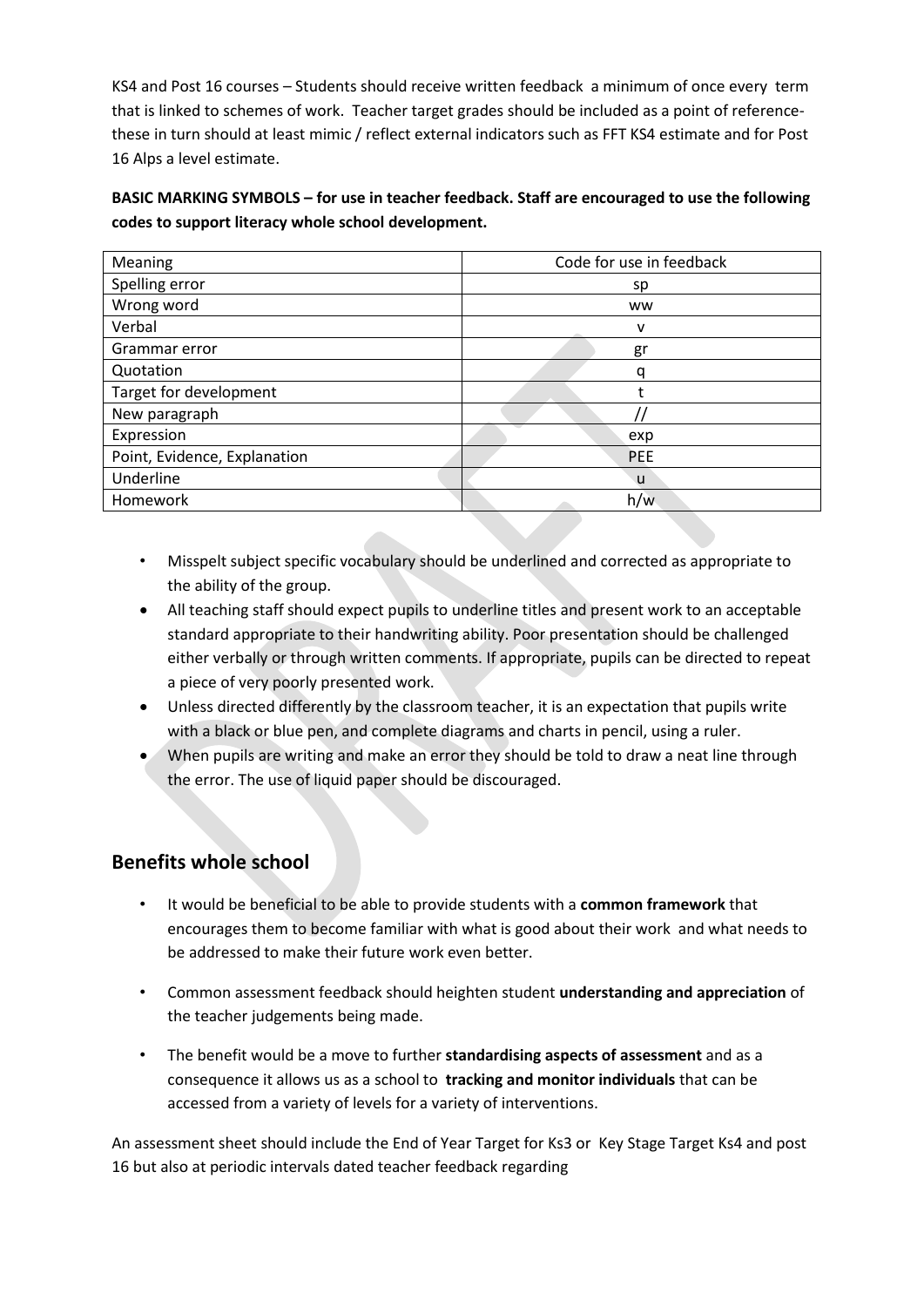KS4 and Post 16 courses – Students should receive written feedback a minimum of once every term that is linked to schemes of work. Teacher target grades should be included as a point of reference- these in turn should at least mimic / reflect external indicators such as FFT KS4 estimate and for Post 16 Alps a level estimate.

**BASIC MARKING SYMBOLS – for use in teacher feedback. Staff are encouraged to use the following codes to support literacy whole school development.**

| Meaning | Code for use in feedback |
|---|---|
| Spelling error | sp |
| Wrong word | ww |
| Verbal | v |
| Grammar error | gr |
| Quotation | q |
| Target for development | t |
| New paragraph | // |
| Expression | exp |
| Point, Evidence, Explanation | PEE |
| Underline | u |
| Homework | h/w |

- Misspelt subject specific vocabulary should be underlined and corrected as appropriate to the ability of the group.
- All teaching staff should expect pupils to underline titles and present work to an acceptable standard appropriate to their handwriting ability. Poor presentation should be challenged either verbally or through written comments. If appropriate, pupils can be directed to repeat a piece of very poorly presented work.
- Unless directed differently by the classroom teacher, it is an expectation that pupils write with a black or blue pen, and complete diagrams and charts in pencil, using a ruler.
- When pupils are writing and make an error they should be told to draw a neat line through the error. The use of liquid paper should be discouraged.

## Benefits whole school

- It would be beneficial to be able to provide students with a **common framework** that encourages them to become familiar with what is good about their work and what needs to be addressed to make their future work even better.
- Common assessment feedback should heighten student **understanding and appreciation** of the teacher judgements being made.
- The benefit would be a move to further **standardising aspects of assessment** and as a consequence it allows us as a school to **tracking and monitor individuals** that can be accessed from a variety of levels for a variety of interventions.

An assessment sheet should include the End of Year Target for Ks3 or Key Stage Target Ks4 and post 16 but also at periodic intervals dated teacher feedback regarding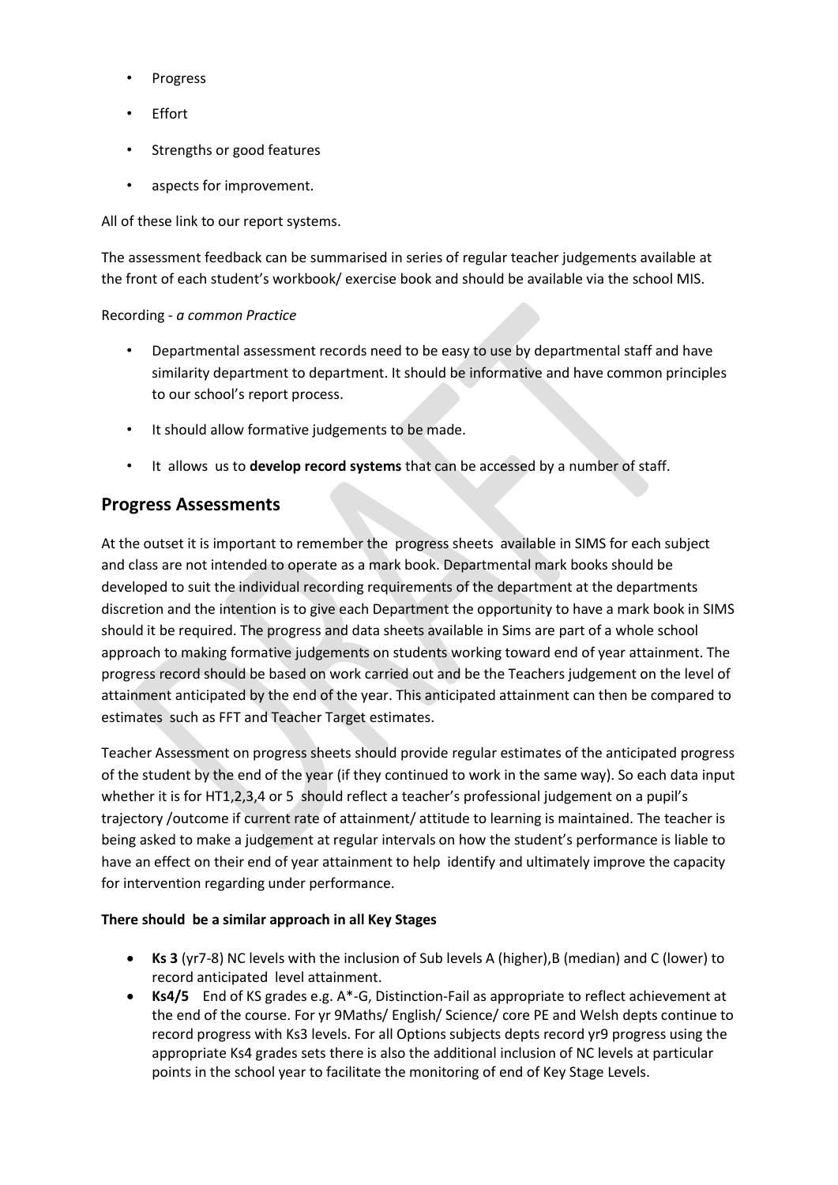- Progress
- Effort
- Strengths or good features
- aspects for improvement.

All of these link to our report systems.

The assessment feedback can be summarised in series of regular teacher judgements available at the front of each student's workbook/ exercise book and should be available via the school MIS.

Recording - *a common Practice*

- Departmental assessment records need to be easy to use by departmental staff and have similarity department to department. It should be informative and have common principles to our school's report process.
- It should allow formative judgements to be made.
- It allows us to **develop record systems** that can be accessed by a number of staff.

## Progress Assessments

At the outset it is important to remember the progress sheets available in SIMS for each subject and class are not intended to operate as a mark book. Departmental mark books should be developed to suit the individual recording requirements of the department at the departments discretion and the intention is to give each Department the opportunity to have a mark book in SIMS should it be required. The progress and data sheets available in Sims are part of a whole school approach to making formative judgements on students working toward end of year attainment. The progress record should be based on work carried out and be the Teachers judgement on the level of attainment anticipated by the end of the year. This anticipated attainment can then be compared to estimates such as FFT and Teacher Target estimates.

Teacher Assessment on progress sheets should provide regular estimates of the anticipated progress of the student by the end of the year (if they continued to work in the same way). So each data input whether it is for HT1,2,3,4 or 5 should reflect a teacher's professional judgement on a pupil's trajectory /outcome if current rate of attainment/ attitude to learning is maintained. The teacher is being asked to make a judgement at regular intervals on how the student's performance is liable to have an effect on their end of year attainment to help identify and ultimately improve the capacity for intervention regarding under performance.

**There should be a similar approach in all Key Stages**

- **Ks 3** (yr7-8) NC levels with the inclusion of Sub levels A (higher),B (median) and C (lower) to record anticipated level attainment.
- **Ks4/5** End of KS grades e.g. A*-G, Distinction-Fail as appropriate to reflect achievement at the end of the course. For yr 9Maths/ English/ Science/ core PE and Welsh depts continue to record progress with Ks3 levels. For all Options subjects depts record yr9 progress using the appropriate Ks4 grades sets there is also the additional inclusion of NC levels at particular points in the school year to facilitate the monitoring of end of Key Stage Levels.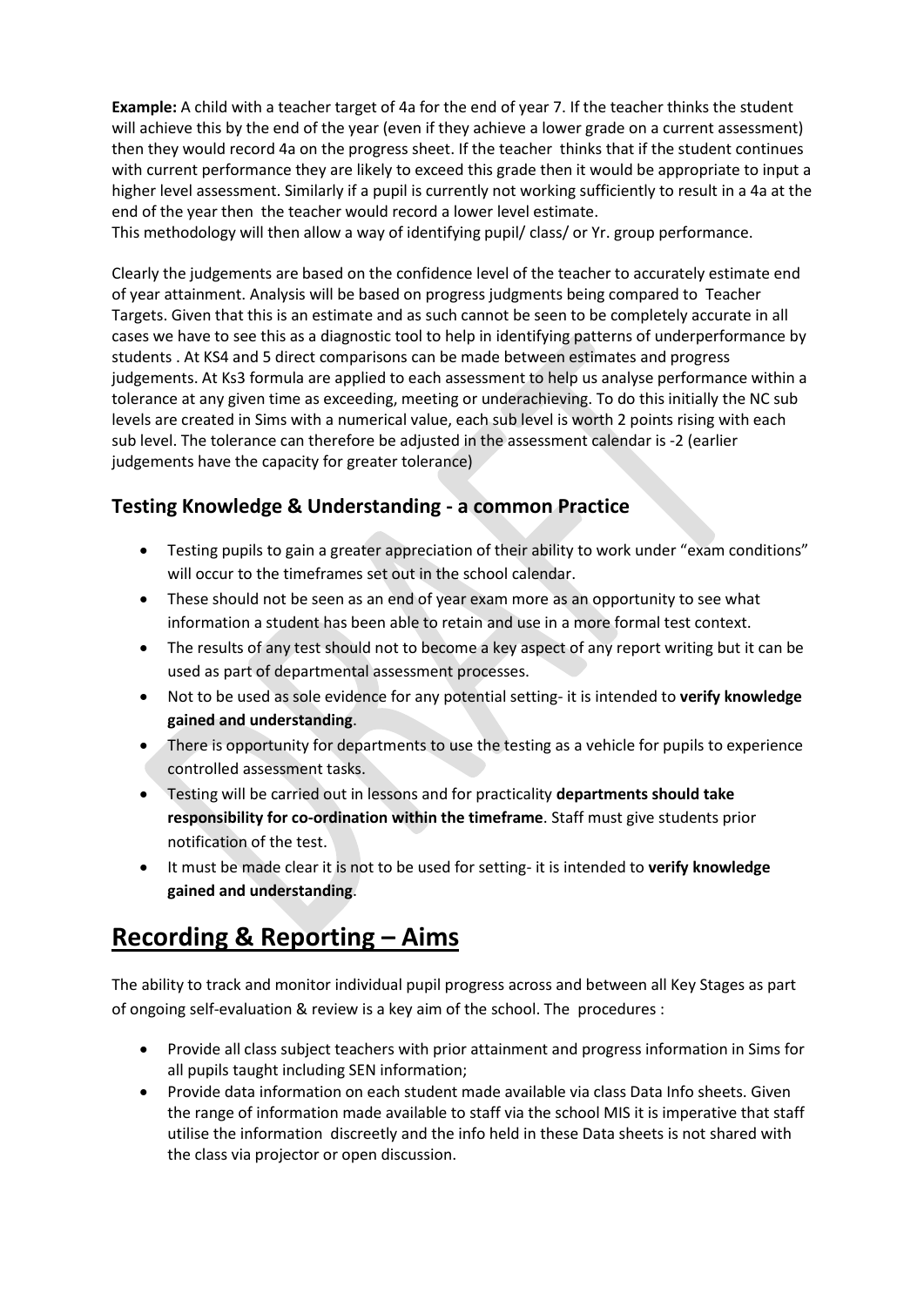**Example:** A child with a teacher target of 4a for the end of year 7. If the teacher thinks the student will achieve this by the end of the year (even if they achieve a lower grade on a current assessment) then they would record 4a on the progress sheet. If the teacher thinks that if the student continues with current performance they are likely to exceed this grade then it would be appropriate to input a higher level assessment. Similarly if a pupil is currently not working sufficiently to result in a 4a at the end of the year then the teacher would record a lower level estimate.
This methodology will then allow a way of identifying pupil/ class/ or Yr. group performance.

Clearly the judgements are based on the confidence level of the teacher to accurately estimate end of year attainment. Analysis will be based on progress judgments being compared to Teacher Targets. Given that this is an estimate and as such cannot be seen to be completely accurate in all cases we have to see this as a diagnostic tool to help in identifying patterns of underperformance by students . At KS4 and 5 direct comparisons can be made between estimates and progress judgements. At Ks3 formula are applied to each assessment to help us analyse performance within a tolerance at any given time as exceeding, meeting or underachieving. To do this initially the NC sub levels are created in Sims with a numerical value, each sub level is worth 2 points rising with each sub level. The tolerance can therefore be adjusted in the assessment calendar is -2 (earlier judgements have the capacity for greater tolerance)

### Testing Knowledge & Understanding - a common Practice

- Testing pupils to gain a greater appreciation of their ability to work under "exam conditions" will occur to the timeframes set out in the school calendar.
- These should not be seen as an end of year exam more as an opportunity to see what information a student has been able to retain and use in a more formal test context.
- The results of any test should not to become a key aspect of any report writing but it can be used as part of departmental assessment processes.
- Not to be used as sole evidence for any potential setting- it is intended to **verify knowledge gained and understanding**.
- There is opportunity for departments to use the testing as a vehicle for pupils to experience controlled assessment tasks.
- Testing will be carried out in lessons and for practicality **departments should take responsibility for co-ordination within the timeframe**. Staff must give students prior notification of the test.
- It must be made clear it is not to be used for setting- it is intended to **verify knowledge gained and understanding**.

## Recording & Reporting – Aims

The ability to track and monitor individual pupil progress across and between all Key Stages as part of ongoing self-evaluation & review is a key aim of the school. The procedures :

- Provide all class subject teachers with prior attainment and progress information in Sims for all pupils taught including SEN information;
- Provide data information on each student made available via class Data Info sheets. Given the range of information made available to staff via the school MIS it is imperative that staff utilise the information discreetly and the info held in these Data sheets is not shared with the class via projector or open discussion.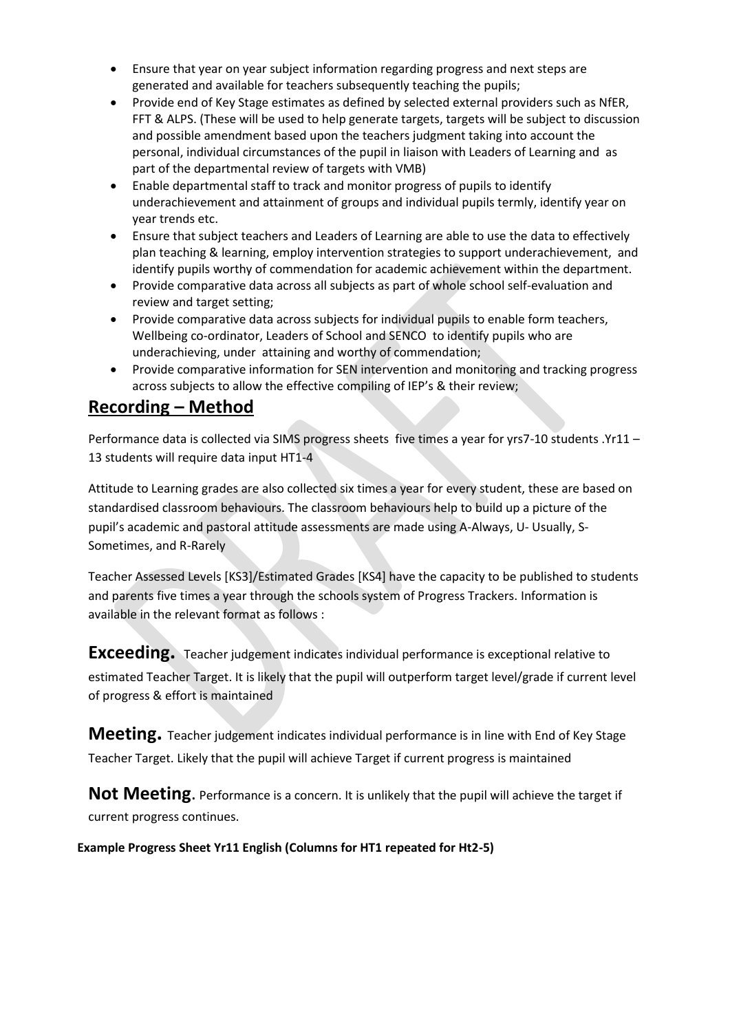- Ensure that year on year subject information regarding progress and next steps are generated and available for teachers subsequently teaching the pupils;
- Provide end of Key Stage estimates as defined by selected external providers such as NfER, FFT & ALPS. (These will be used to help generate targets, targets will be subject to discussion and possible amendment based upon the teachers judgment taking into account the personal, individual circumstances of the pupil in liaison with Leaders of Learning and as part of the departmental review of targets with VMB)
- Enable departmental staff to track and monitor progress of pupils to identify underachievement and attainment of groups and individual pupils termly, identify year on year trends etc.
- Ensure that subject teachers and Leaders of Learning are able to use the data to effectively plan teaching & learning, employ intervention strategies to support underachievement, and identify pupils worthy of commendation for academic achievement within the department.
- Provide comparative data across all subjects as part of whole school self-evaluation and review and target setting;
- Provide comparative data across subjects for individual pupils to enable form teachers, Wellbeing co-ordinator, Leaders of School and SENCO to identify pupils who are underachieving, under attaining and worthy of commendation;
- Provide comparative information for SEN intervention and monitoring and tracking progress across subjects to allow the effective compiling of IEP's & their review;

## Recording – Method

Performance data is collected via SIMS progress sheets five times a year for yrs7-10 students .Yr11 – 13 students will require data input HT1-4

Attitude to Learning grades are also collected six times a year for every student, these are based on standardised classroom behaviours. The classroom behaviours help to build up a picture of the pupil's academic and pastoral attitude assessments are made using A-Always, U- Usually, S-Sometimes, and R-Rarely

Teacher Assessed Levels [KS3]/Estimated Grades [KS4] have the capacity to be published to students and parents five times a year through the schools system of Progress Trackers. Information is available in the relevant format as follows :

**Exceeding.** Teacher judgement indicates individual performance is exceptional relative to estimated Teacher Target. It is likely that the pupil will outperform target level/grade if current level of progress & effort is maintained

**Meeting.** Teacher judgement indicates individual performance is in line with End of Key Stage Teacher Target. Likely that the pupil will achieve Target if current progress is maintained

**Not Meeting.** Performance is a concern. It is unlikely that the pupil will achieve the target if current progress continues.

**Example Progress Sheet Yr11 English (Columns for HT1 repeated for Ht2-5)**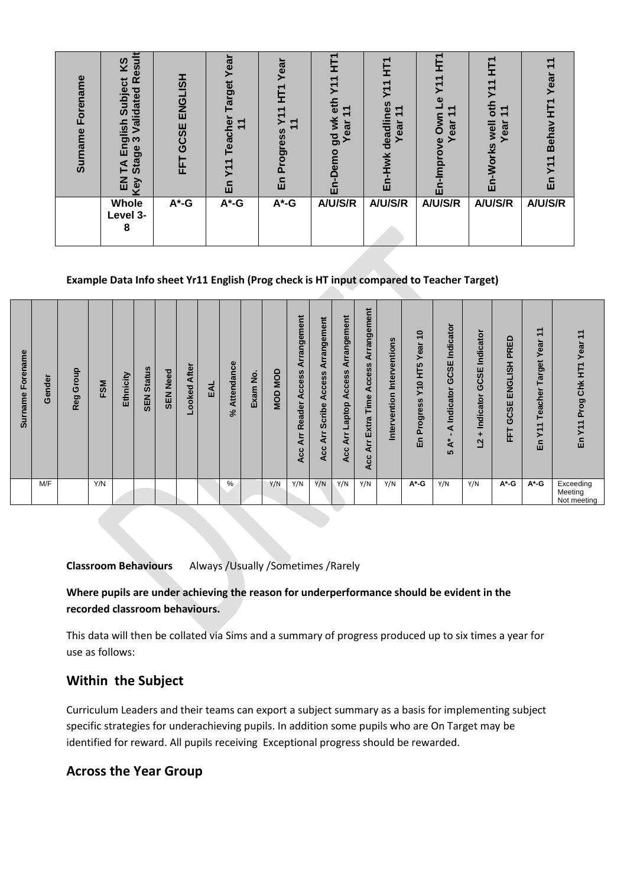| Surname Forename | EN TA English Subject KS Key Stage 3 Validated Result | FFT GCSE ENGLISH | En Y11 Teacher Target Year 11 | En Progress Y11 HT1 Year 11 | En-Demo gd wk eth Y11 HT1 Year 11 | En-Hwk deadlines Y11 HT1 Year 11 | En-Improve Own Le Y11 HT1 Year 11 | En-Works well oth Y11 HT1 Year 11 | En Y11 Behav HT1 Year 11 |
|---|---|---|---|---|---|---|---|---|---|
| | Whole Level 3-8 | A*-G | A*-G | A*-G | A/U/S/R | A/U/S/R | A/U/S/R | A/U/S/R | A/U/S/R |

**Example Data Info sheet Yr11 English (Prog check is HT input compared to Teacher Target)**

| Surname Forename | Gender | Reg Group | FSM | Ethnicity | SEN Status | SEN Need | Looked After | EAL | % Attendance | Exam No. | MOD MOD | Acc Arr Reader Access Arrangement | Acc Arr Scribe Access Arrangement | Acc Arr Laptop Access Arrangement | Acc Arr Extra Time Access Arrangement | Intervention Interventions | En Progress Y10 HT5 Year 10 | 5 A* - A Indicator GCSE Indicator | L2 + Indicator GCSE Indicator | FFT GCSE ENGLISH PRED | En Y11 Teacher Target Year 11 | En Y11 Prog Chk HT1 Year 11 |
|---|---|---|---|---|---|---|---|---|---|---|---|---|---|---|---|---|---|---|---|---|---|---|
| | M/F | | Y/N | | | | | | % | | Y/N | Y/N | Y/N | Y/N | Y/N | Y/N | A*-G | Y/N | Y/N | A*-G | A*-G | Exceeding Meeting Not meeting |

**Classroom Behaviours** Always /Usually /Sometimes /Rarely

**Where pupils are under achieving the reason for underperformance should be evident in the recorded classroom behaviours.**

This data will then be collated via Sims and a summary of progress produced up to six times a year for use as follows:

## Within the Subject

Curriculum Leaders and their teams can export a subject summary as a basis for implementing subject specific strategies for underachieving pupils. In addition some pupils who are On Target may be identified for reward. All pupils receiving Exceptional progress should be rewarded.

## Across the Year Group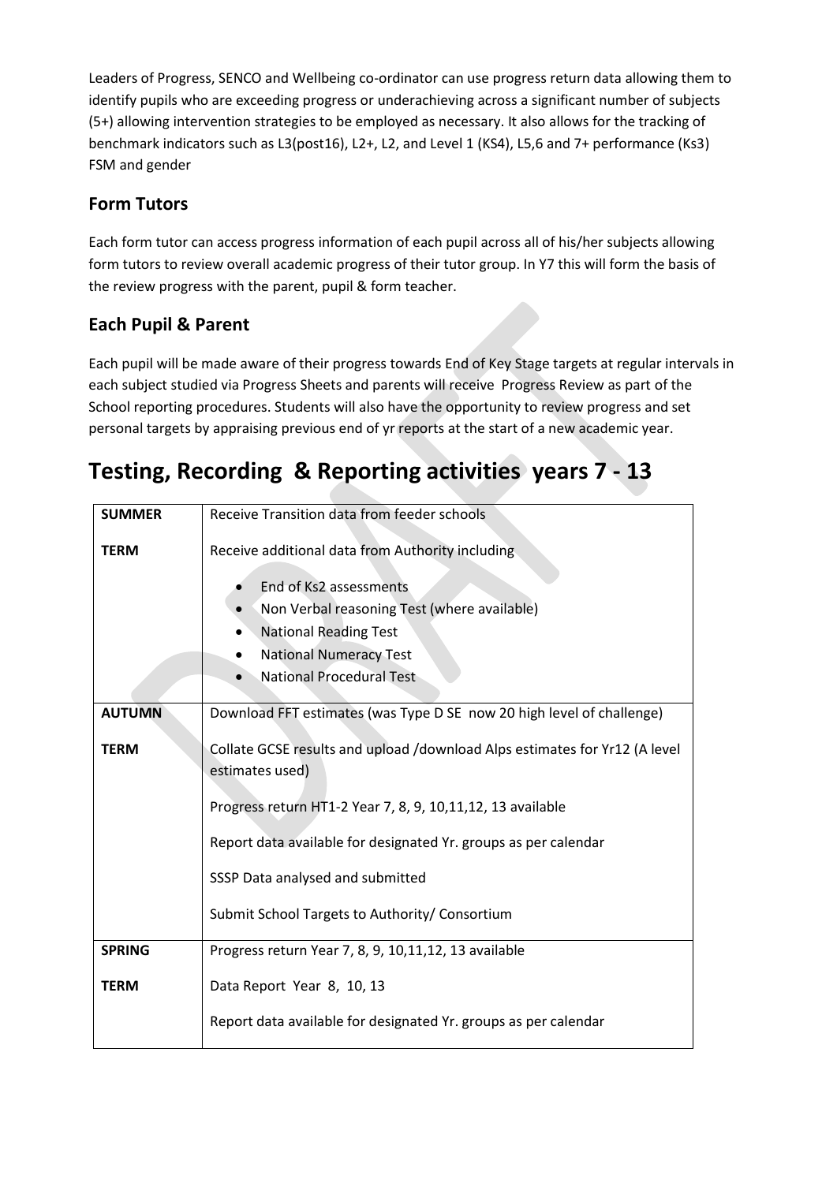Leaders of Progress, SENCO and Wellbeing co-ordinator can use progress return data allowing them to identify pupils who are exceeding progress or underachieving across a significant number of subjects (5+) allowing intervention strategies to be employed as necessary. It also allows for the tracking of benchmark indicators such as L3(post16), L2+, L2, and Level 1 (KS4), L5,6 and 7+ performance (Ks3) FSM and gender

### Form Tutors

Each form tutor can access progress information of each pupil across all of his/her subjects allowing form tutors to review overall academic progress of their tutor group. In Y7 this will form the basis of the review progress with the parent, pupil & form teacher.

### Each Pupil & Parent

Each pupil will be made aware of their progress towards End of Key Stage targets at regular intervals in each subject studied via Progress Sheets and parents will receive Progress Review as part of the School reporting procedures. Students will also have the opportunity to review progress and set personal targets by appraising previous end of yr reports at the start of a new academic year.

# Testing, Recording & Reporting activities years 7 - 13

| | |
|---|---|
| **SUMMER TERM** | Receive Transition data from feeder schools<br><br>Receive additional data from Authority including<br>• End of Ks2 assessments<br>• Non Verbal reasoning Test (where available)<br>• National Reading Test<br>• National Numeracy Test<br>• National Procedural Test |
| **AUTUMN TERM** | Download FFT estimates (was Type D SE now 20 high level of challenge)<br><br>Collate GCSE results and upload /download Alps estimates for Yr12 (A level estimates used)<br><br>Progress return HT1-2 Year 7, 8, 9, 10,11,12, 13 available<br><br>Report data available for designated Yr. groups as per calendar<br><br>SSSP Data analysed and submitted<br><br>Submit School Targets to Authority/ Consortium |
| **SPRING TERM** | Progress return Year 7, 8, 9, 10,11,12, 13 available<br><br>Data Report Year 8, 10, 13<br><br>Report data available for designated Yr. groups as per calendar |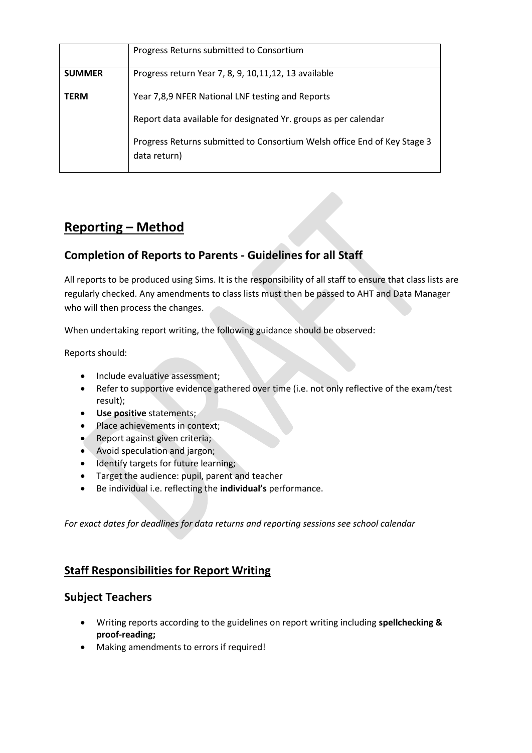| | |
|---|---|
| | Progress Returns submitted to Consortium |
| **SUMMER**<br><br>**TERM** | Progress return Year 7, 8, 9, 10,11,12, 13 available<br><br>Year 7,8,9 NFER National LNF testing and Reports<br><br>Report data available for designated Yr. groups as per calendar<br><br>Progress Returns submitted to Consortium Welsh office End of Key Stage 3 data return) |

# Reporting – Method

## Completion of Reports to Parents - Guidelines for all Staff

All reports to be produced using Sims. It is the responsibility of all staff to ensure that class lists are regularly checked. Any amendments to class lists must then be passed to AHT and Data Manager who will then process the changes.

When undertaking report writing, the following guidance should be observed:

Reports should:

- Include evaluative assessment;
- Refer to supportive evidence gathered over time (i.e. not only reflective of the exam/test result);
- **Use positive** statements;
- Place achievements in context;
- Report against given criteria;
- Avoid speculation and jargon;
- Identify targets for future learning;
- Target the audience: pupil, parent and teacher
- Be individual i.e. reflecting the **individual's** performance.

*For exact dates for deadlines for data returns and reporting sessions see school calendar*

# Staff Responsibilities for Report Writing

## Subject Teachers

- Writing reports according to the guidelines on report writing including **spellchecking & proof-reading;**
- Making amendments to errors if required!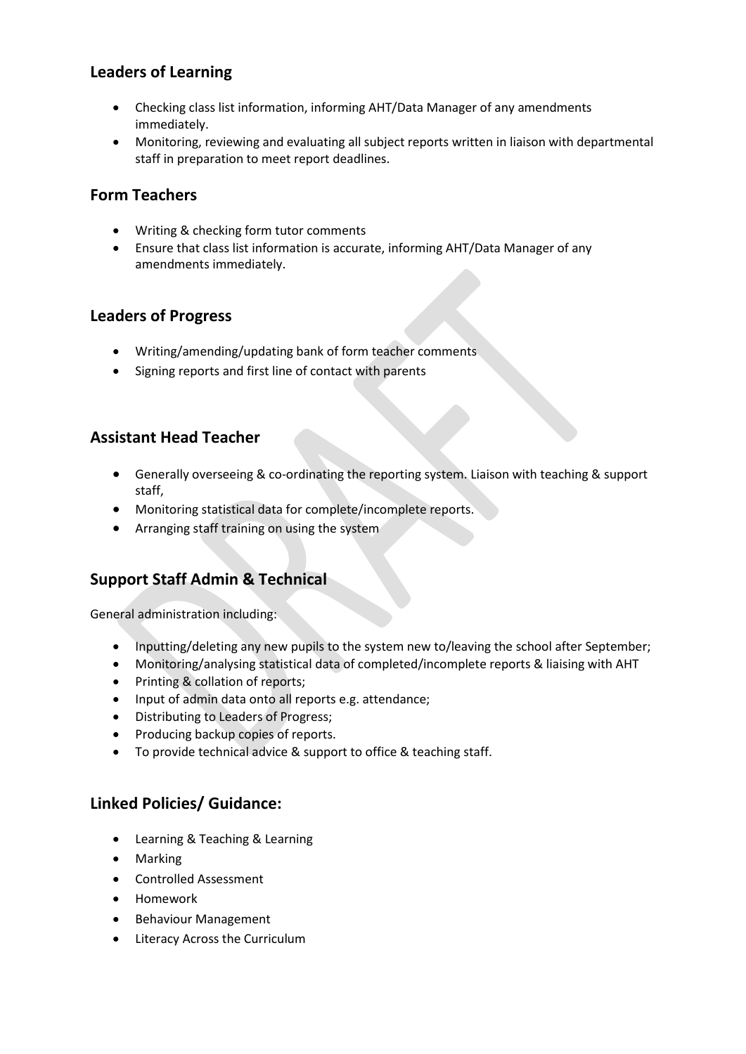## Leaders of Learning

- Checking class list information, informing AHT/Data Manager of any amendments immediately.
- Monitoring, reviewing and evaluating all subject reports written in liaison with departmental staff in preparation to meet report deadlines.

## Form Teachers

- Writing & checking form tutor comments
- Ensure that class list information is accurate, informing AHT/Data Manager of any amendments immediately.

## Leaders of Progress

- Writing/amending/updating bank of form teacher comments
- Signing reports and first line of contact with parents

## Assistant Head Teacher

- Generally overseeing & co-ordinating the reporting system. Liaison with teaching & support staff,
- Monitoring statistical data for complete/incomplete reports.
- Arranging staff training on using the system

## Support Staff Admin & Technical

General administration including:

- Inputting/deleting any new pupils to the system new to/leaving the school after September;
- Monitoring/analysing statistical data of completed/incomplete reports & liaising with AHT
- Printing & collation of reports;
- Input of admin data onto all reports e.g. attendance;
- Distributing to Leaders of Progress;
- Producing backup copies of reports.
- To provide technical advice & support to office & teaching staff.

## Linked Policies/ Guidance:

- Learning & Teaching & Learning
- Marking
- Controlled Assessment
- Homework
- Behaviour Management
- Literacy Across the Curriculum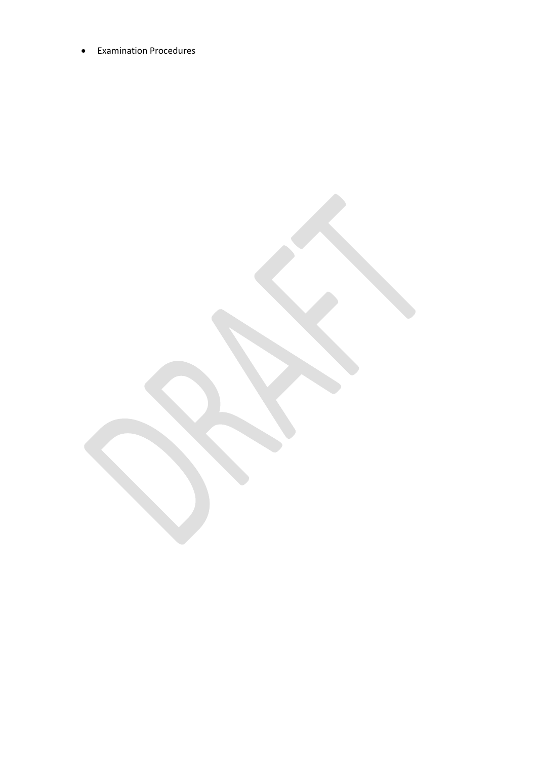- Examination Procedures